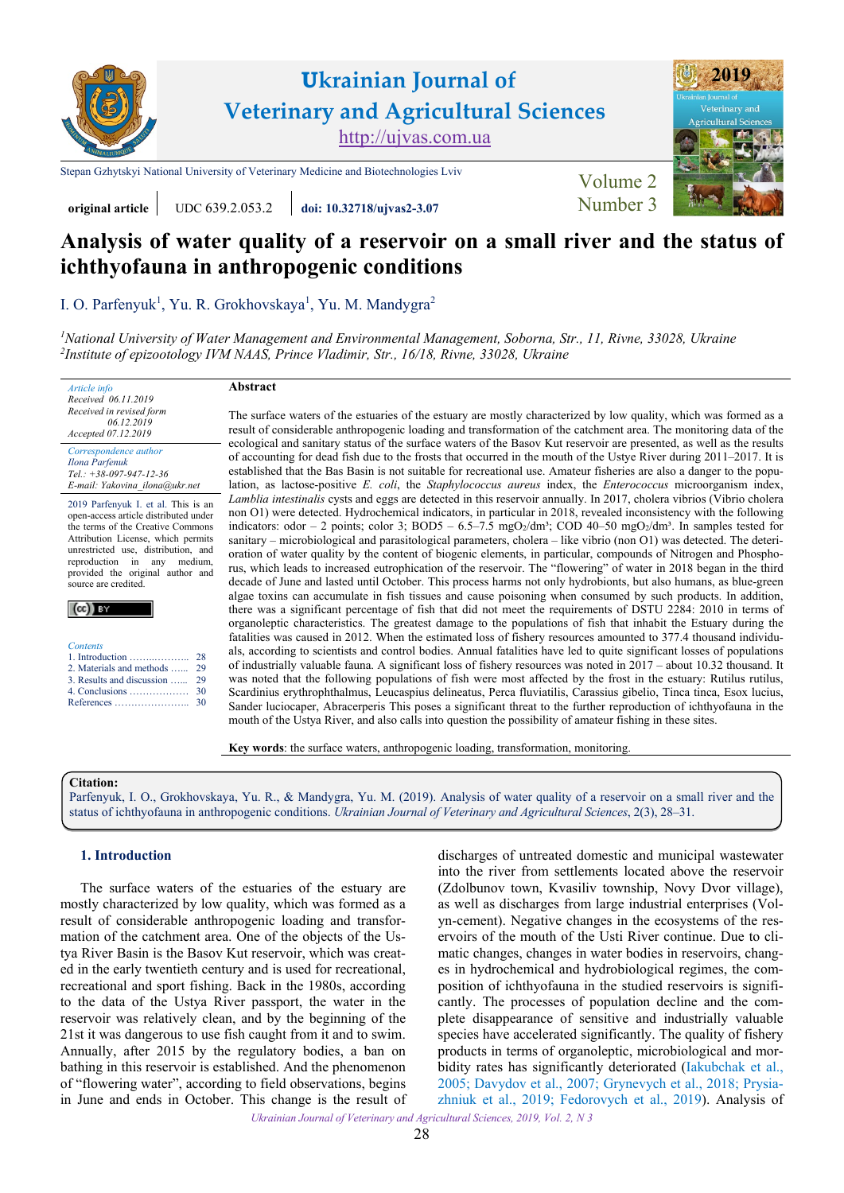original article | UDC 639.2.053.2 | doi: 10.32718/ujvas2-3.07

# Analysis of water quality of a reservoir on a small river and the status of ichthyofauna in anthropogenic conditions

I. O. Parfenyuk[1], Yu. R. Grokhovskaya[1], Yu. M. Mandygra[2]

[1]*National University of Water Management and Environmental Management, Soborna, Str., 11, Rivne, 33028, Ukraine*
[2]*Institute of epizootology IVM NAAS, Prince Vladimir, Str., 16/18, Rivne, 33028, Ukraine*

*Article info*
*Received 06.11.2019*
*Received in revised form 06.12.2019*
*Accepted 07.12.2019*

*Correspondence author*
*Ilona Parfenuk*
*Tel.: +38-097-947-12-36*
*E-mail: Yakovina_ilona@ukr.net*

2019 Parfenyuk I. et al. This is an open-access article distributed under the terms of the Creative Commons Attribution License, which permits unrestricted use, distribution, and reproduction in any medium, provided the original author and source are credited.

*Contents*
1. Introduction ................... 28
2. Materials and methods ...... 29
3. Results and discussion ...... 29
4. Conclusions .................. 30
References ...................... 30

**Abstract**

The surface waters of the estuaries of the estuary are mostly characterized by low quality, which was formed as a result of considerable anthropogenic loading and transformation of the catchment area. The monitoring data of the ecological and sanitary status of the surface waters of the Basov Kut reservoir are presented, as well as the results of accounting for dead fish due to the frosts that occurred in the mouth of the Ustye River during 2011–2017. It is established that the Bas Basin is not suitable for recreational use. Amateur fisheries are also a danger to the population, as lactose-positive *E. coli*, the *Staphylococcus aureus* index, the *Enterococcus* microorganism index, *Lamblia intestinalis* cysts and eggs are detected in this reservoir annually. In 2017, cholera vibrios (Vibrio cholera non O1) were detected. Hydrochemical indicators, in particular in 2018, revealed inconsistency with the following indicators: odor – 2 points; color 3; BOD5 – 6.5–7.5 $mgO_2/dm^3$; COD 40–50 $mgO_2/dm^3$. In samples tested for sanitary – microbiological and parasitological parameters, cholera – like vibrio (non O1) was detected. The deterioration of water quality by the content of biogenic elements, in particular, compounds of Nitrogen and Phosphorus, which leads to increased eutrophication of the reservoir. The "flowering" of water in 2018 began in the third decade of June and lasted until October. This process harms not only hydrobionts, but also humans, as blue-green algae toxins can accumulate in fish tissues and cause poisoning when consumed by such products. In addition, there was a significant percentage of fish that did not meet the requirements of DSTU 2284: 2010 in terms of organoleptic characteristics. The greatest damage to the populations of fish that inhabit the Estuary during the fatalities was caused in 2012. When the estimated loss of fishery resources amounted to 377.4 thousand individuals, according to scientists and control bodies. Annual fatalities have led to quite significant losses of populations of industrially valuable fauna. A significant loss of fishery resources was noted in 2017 – about 10.32 thousand. It was noted that the following populations of fish were most affected by the frost in the estuary: Rutilus rutilus, Scardinius erythrophthalmus, Leucaspius delineatus, Perca fluviatilis, Carassius gibelio, Tinca tinca, Esox lucius, Sander luciocaper, Abracerperis This poses a significant threat to the further reproduction of ichthyofauna in the mouth of the Ustya River, and also calls into question the possibility of amateur fishing in these sites.

**Key words**: the surface waters, anthropogenic loading, transformation, monitoring.

**Citation:**
Parfenyuk, I. O., Grokhovskaya, Yu. R., & Mandygra, Yu. M. (2019). Analysis of water quality of a reservoir on a small river and the status of ichthyofauna in anthropogenic conditions. *Ukrainian Journal of Veterinary and Agricultural Sciences*, 2(3), 28–31.

## 1. Introduction

The surface waters of the estuaries of the estuary are mostly characterized by low quality, which was formed as a result of considerable anthropogenic loading and transformation of the catchment area. One of the objects of the Ustya River Basin is the Basov Kut reservoir, which was created in the early twentieth century and is used for recreational, recreational and sport fishing. Back in the 1980s, according to the data of the Ustya River passport, the water in the reservoir was relatively clean, and by the beginning of the 21st it was dangerous to use fish caught from it and to swim. Annually, after 2015 by the regulatory bodies, a ban on bathing in this reservoir is established. And the phenomenon of "flowering water", according to field observations, begins in June and ends in October. This change is the result of discharges of untreated domestic and municipal wastewater into the river from settlements located above the reservoir (Zdolbunov town, Kvasiliv township, Novy Dvor village), as well as discharges from large industrial enterprises (Volyn-cement). Negative changes in the ecosystems of the reservoirs of the mouth of the Usti River continue. Due to climatic changes, changes in water bodies in reservoirs, changes in hydrochemical and hydrobiological regimes, the composition of ichthyofauna in the studied reservoirs is significantly. The processes of population decline and the complete disappearance of sensitive and industrially valuable species have accelerated significantly. The quality of fishery products in terms of organoleptic, microbiological and morbidity rates has significantly deteriorated (Iakubchak et al., 2005; Davydov et al., 2007; Grynevych et al., 2018; Prysiazhniuk et al., 2019; Fedorovych et al., 2019). Analysis of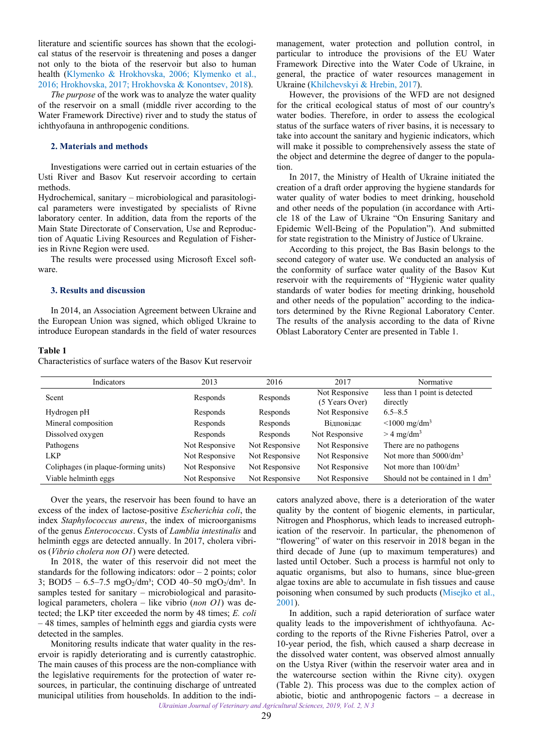literature and scientific sources has shown that the ecological status of the reservoir is threatening and poses a danger not only to the biota of the reservoir but also to human health (Klymenko & Hrokhovska, 2006; Klymenko et al., 2016; Hrokhovska, 2017; Hrokhovska & Konontsev, 2018).

*The purpose* of the work was to analyze the water quality of the reservoir on a small (middle river according to the Water Framework Directive) river and to study the status of ichthyofauna in anthropogenic conditions.

## 2. Materials and methods

Investigations were carried out in certain estuaries of the Usti River and Basov Kut reservoir according to certain methods.

Hydrochemical, sanitary – microbiological and parasitological parameters were investigated by specialists of Rivne laboratory center. In addition, data from the reports of the Main State Directorate of Conservation, Use and Reproduction of Aquatic Living Resources and Regulation of Fisheries in Rivne Region were used.

The results were processed using Microsoft Excel software.

## 3. Results and discussion

In 2014, an Association Agreement between Ukraine and the European Union was signed, which obliged Ukraine to introduce European standards in the field of water resources management, water protection and pollution control, in particular to introduce the provisions of the EU Water Framework Directive into the Water Code of Ukraine, in general, the practice of water resources management in Ukraine (Khilchevskyi & Hrebin, 2017).

However, the provisions of the WFD are not designed for the critical ecological status of most of our country's water bodies. Therefore, in order to assess the ecological status of the surface waters of river basins, it is necessary to take into account the sanitary and hygienic indicators, which will make it possible to comprehensively assess the state of the object and determine the degree of danger to the population.

In 2017, the Ministry of Health of Ukraine initiated the creation of a draft order approving the hygiene standards for water quality of water bodies to meet drinking, household and other needs of the population (in accordance with Article 18 of the Law of Ukraine "On Ensuring Sanitary and Epidemic Well-Being of the Population"). And submitted for state registration to the Ministry of Justice of Ukraine.

According to this project, the Bas Basin belongs to the second category of water use. We conducted an analysis of the conformity of surface water quality of the Basov Kut reservoir with the requirements of "Hygienic water quality standards of water bodies for meeting drinking, household and other needs of the population" according to the indicators determined by the Rivne Regional Laboratory Center. The results of the analysis according to the data of Rivne Oblast Laboratory Center are presented in Table 1.

**Table 1**

Characteristics of surface waters of the Basov Kut reservoir

| Indicators | 2013 | 2016 | 2017 | Normative |
|---|---|---|---|---|
| Scent | Responds | Responds | Not Responsive (5 Years Over) | less than 1 point is detected directly |
| Hydrogen pH | Responds | Responds | Not Responsive | 6.5–8.5 |
| Mineral composition | Responds | Responds | Відповідає | <1000 mg/dm$^3$ |
| Dissolved oxygen | Responds | Responds | Not Responsive | > 4 mg/dm$^3$ |
| Pathogens | Not Responsive | Not Responsive | Not Responsive | There are no pathogens |
| LKP | Not Responsive | Not Responsive | Not Responsive | Not more than 5000/dm$^3$ |
| Coliphages (in plaque-forming units) | Not Responsive | Not Responsive | Not Responsive | Not more than 100/dm$^3$ |
| Viable helminth eggs | Not Responsive | Not Responsive | Not Responsive | Should not be contained in 1 dm$^3$ |

Over the years, the reservoir has been found to have an excess of the index of lactose-positive *Escherichia coli*, the index *Staphylococcus aureus*, the index of microorganisms of the genus *Enterococcus*. Cysts of *Lamblia intestinalis* and helminth eggs are detected annually. In 2017, cholera vibrios (*Vibrio cholera non O1*) were detected.

In 2018, the water of this reservoir did not meet the standards for the following indicators: odor – 2 points; color 3; BOD5 – 6.5–7.5 mg$O_2$/dm³; COD 40–50 mg$O_2$/dm³. In samples tested for sanitary – microbiological and parasitological parameters, cholera – like vibrio (*non O1*) was detected; the LKP titer exceeded the norm by 48 times; *E. coli* – 48 times, samples of helminth eggs and giardia cysts were detected in the samples.

Monitoring results indicate that water quality in the reservoir is rapidly deteriorating and is currently catastrophic. The main causes of this process are the non-compliance with the legislative requirements for the protection of water resources, in particular, the continuing discharge of untreated municipal utilities from households. In addition to the indicators analyzed above, there is a deterioration of the water quality by the content of biogenic elements, in particular, Nitrogen and Phosphorus, which leads to increased eutrophication of the reservoir. In particular, the phenomenon of "flowering" of water on this reservoir in 2018 began in the third decade of June (up to maximum temperatures) and lasted until October. Such a process is harmful not only to aquatic organisms, but also to humans, since blue-green algae toxins are able to accumulate in fish tissues and cause poisoning when consumed by such products (Misejko et al., 2001).

In addition, such a rapid deterioration of surface water quality leads to the impoverishment of ichthyofauna. According to the reports of the Rivne Fisheries Patrol, over a 10-year period, the fish, which caused a sharp decrease in the dissolved water content, was observed almost annually on the Ustya River (within the reservoir water area and in the watercourse section within the Rivne city). oxygen (Table 2). This process was due to the complex action of abiotic, biotic and anthropogenic factors – a decrease in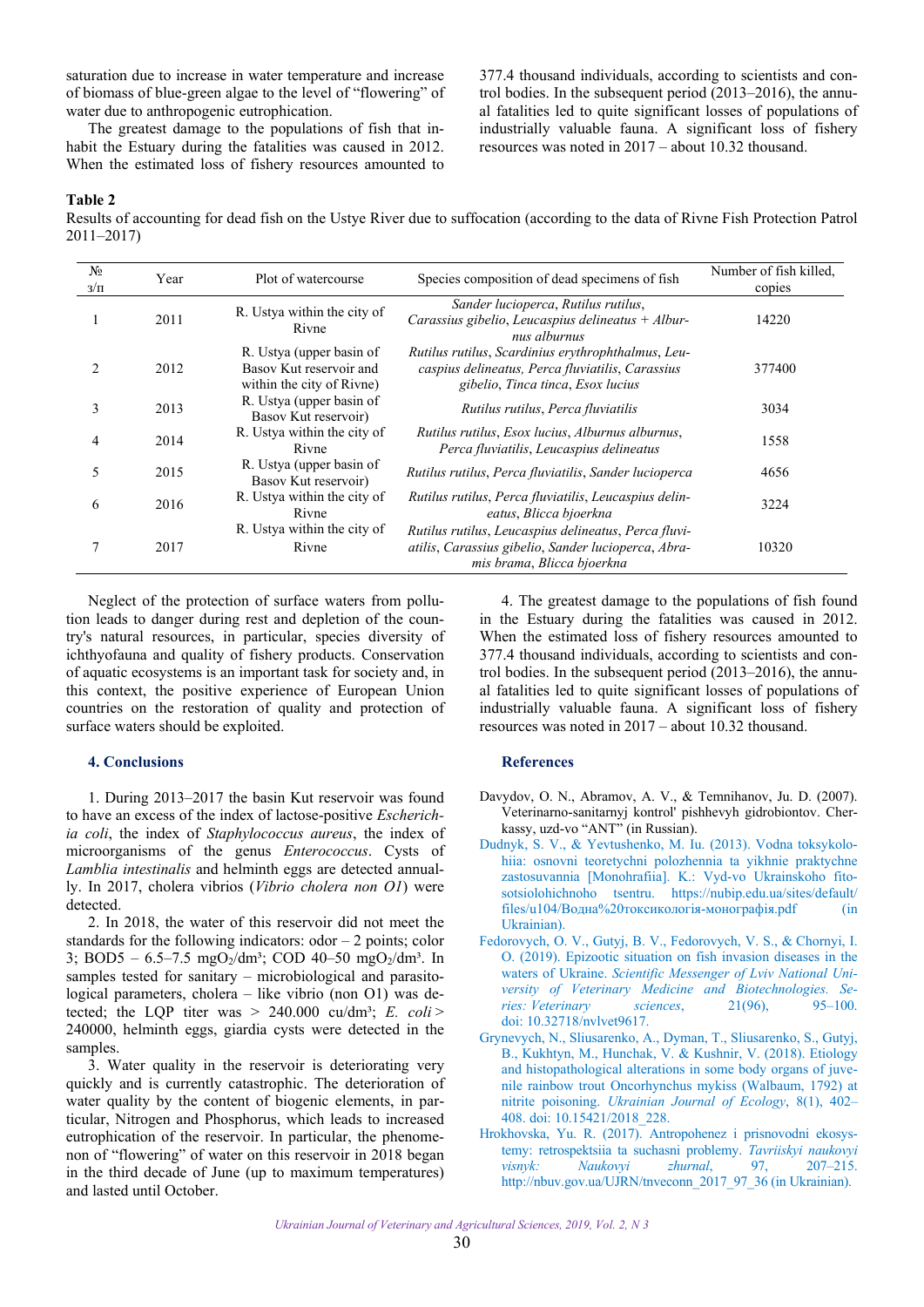saturation due to increase in water temperature and increase of biomass of blue-green algae to the level of "flowering" of water due to anthropogenic eutrophication.

The greatest damage to the populations of fish that inhabit the Estuary during the fatalities was caused in 2012. When the estimated loss of fishery resources amounted to 377.4 thousand individuals, according to scientists and control bodies. In the subsequent period (2013–2016), the annual fatalities led to quite significant losses of populations of industrially valuable fauna. A significant loss of fishery resources was noted in 2017 – about 10.32 thousand.

**Table 2**

Results of accounting for dead fish on the Ustye River due to suffocation (according to the data of Rivne Fish Protection Patrol 2011–2017)

| № з/п | Year | Plot of watercourse | Species composition of dead specimens of fish | Number of fish killed, copies |
|---|---|---|---|---|
| 1 | 2011 | R. Ustya within the city of Rivne | *Sander lucioperca*, *Rutilus rutilus*, *Carassius gibelio*, *Leucaspius delineatus* + *Alburnus alburnus* | 14220 |
| 2 | 2012 | R. Ustya (upper basin of Basov Kut reservoir and within the city of Rivne) | *Rutilus rutilus*, *Scardinius erythrophthalmus*, *Leucaspius delineatus*, *Perca fluviatilis*, *Carassius gibelio*, *Tinca tinca*, *Esox lucius* | 377400 |
| 3 | 2013 | R. Ustya (upper basin of Basov Kut reservoir) | *Rutilus rutilus*, *Perca fluviatilis* | 3034 |
| 4 | 2014 | R. Ustya within the city of Rivne | *Rutilus rutilus*, *Esox lucius*, *Alburnus alburnus*, *Perca fluviatilis*, *Leucaspius delineatus* | 1558 |
| 5 | 2015 | R. Ustya (upper basin of Basov Kut reservoir) | *Rutilus rutilus*, *Perca fluviatilis*, *Sander lucioperca* | 4656 |
| 6 | 2016 | R. Ustya within the city of Rivne | *Rutilus rutilus*, *Perca fluviatilis*, *Leucaspius delineatus*, *Blicca bjoerkna* | 3224 |
| 7 | 2017 | R. Ustya within the city of Rivne | *Rutilus rutilus*, *Leucaspius delineatus*, *Perca fluviatilis*, *Carassius gibelio*, *Sander lucioperca*, *Abramis brama*, *Blicca bjoerkna* | 10320 |

Neglect of the protection of surface waters from pollution leads to danger during rest and depletion of the country's natural resources, in particular, species diversity of ichthyofauna and quality of fishery products. Conservation of aquatic ecosystems is an important task for society and, in this context, the positive experience of European Union countries on the restoration of quality and protection of surface waters should be exploited.

## 4. Conclusions

1. During 2013–2017 the basin Kut reservoir was found to have an excess of the index of lactose-positive *Escherichia coli*, the index of *Staphylococcus aureus*, the index of microorganisms of the genus *Enterococcus*. Cysts of *Lamblia intestinalis* and helminth eggs are detected annually. In 2017, cholera vibrios (*Vibrio cholera non O1*) were detected.

2. In 2018, the water of this reservoir did not meet the standards for the following indicators: odor – 2 points; color 3; BOD5 – 6.5–7.5 $mgO_2/dm^3$; COD 40–50 $mgO_2/dm^3$. In samples tested for sanitary – microbiological and parasitological parameters, cholera – like vibrio (non O1) was detected; the LQP titer was > 240.000 $cu/dm^3$; *E. coli* > 240000, helminth eggs, giardia cysts were detected in the samples.

3. Water quality in the reservoir is deteriorating very quickly and is currently catastrophic. The deterioration of water quality by the content of biogenic elements, in particular, Nitrogen and Phosphorus, which leads to increased eutrophication of the reservoir. In particular, the phenomenon of "flowering" of water on this reservoir in 2018 began in the third decade of June (up to maximum temperatures) and lasted until October.

4. The greatest damage to the populations of fish found in the Estuary during the fatalities was caused in 2012. When the estimated loss of fishery resources amounted to 377.4 thousand individuals, according to scientists and control bodies. In the subsequent period (2013–2016), the annual fatalities led to quite significant losses of populations of industrially valuable fauna. A significant loss of fishery resources was noted in 2017 – about 10.32 thousand.

## References

Davydov, O. N., Abramov, A. V., & Temnihanov, Ju. D. (2007). Veterinarnyj-sanitarnyj kontrol' pishhevyh gidrobiontov. Cherkassy, uzd-vo "ANT" (in Russian).

Dudnyk, S. V., & Yevtushenko, M. Iu. (2013). Vodna toksykolohiia: osnovni teoretychni polozhennia ta yikhnie praktychne zastosuvannia [Monohrafiia]. K.: Vyd-vo Ukrainskoho fitosotsiolohichnoho tsentru. https://nubip.edu.ua/sites/default/files/u104/Водна%20токсикологія-монографія.pdf (in Ukrainian).

Fedorovych, O. V., Gutyj, B. V., Fedorovych, V. S., & Chornyi, I. O. (2019). Epizootic situation on fish invasion diseases in the waters of Ukraine. *Scientific Messenger of Lviv National University of Veterinary Medicine and Biotechnologies. Series: Veterinary sciences*, 21(96), 95–100. doi: 10.32718/nvlvet9617.

Grynevych, N., Sliusarenko, A., Dyman, T., Sliusarenko, S., Gutyj, B., Kukhtyn, M., Hunchak, V. & Kushnir, V. (2018). Etiology and histopathological alterations in some body organs of juvenile rainbow trout Oncorhynchus mykiss (Walbaum, 1792) at nitrite poisoning. *Ukrainian Journal of Ecology*, 8(1), 402–408. doi: 10.15421/2018_228.

Hrokhovska, Yu. R. (2017). Antropohenez i prisnovodni ekosystemy: retrospektsiia ta suchasni problemy. *Tavriiskyi naukovyi visnyk: Naukovyi zhurnal*, 97, 207–215. http://nbuv.gov.ua/UJRN/tnveconn_2017_97_36 (in Ukrainian).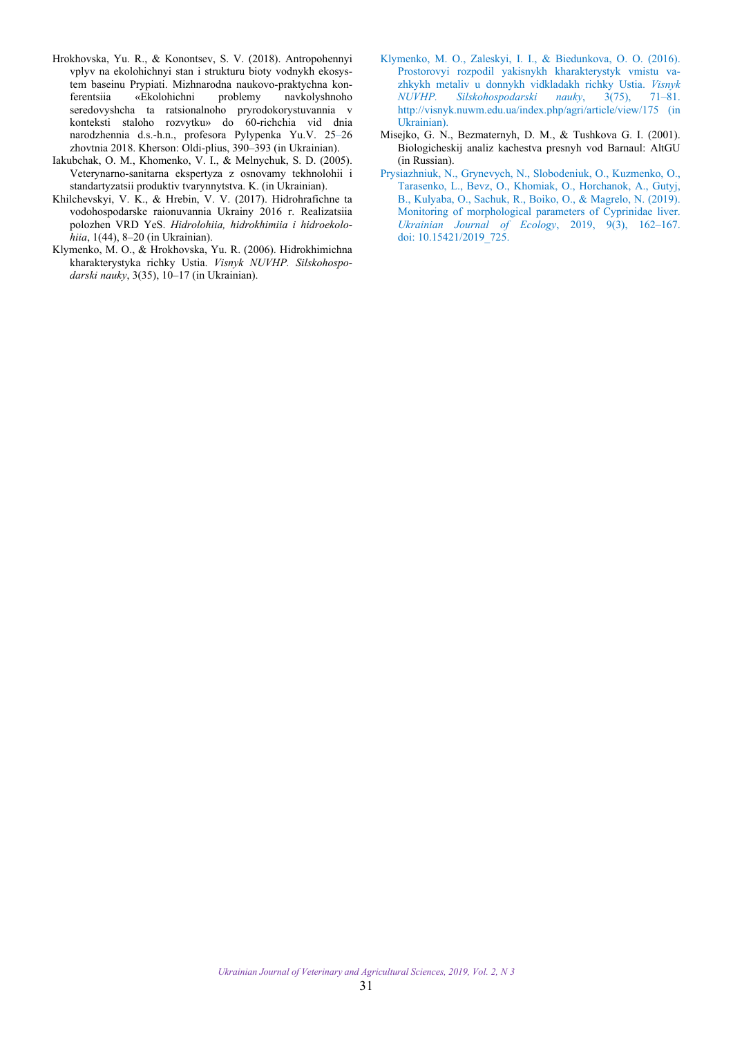Hrokhovska, Yu. R., & Konontsev, S. V. (2018). Antropohennyi vplyv na ekolohichnyi stan i strukturu bioty vodnykh ekosystem baseinu Prypiati. Mizhnarodna naukovo-praktychna konferentsiia «Ekolohichni problemy navkolyshnoho seredovyshcha ta ratsionalnoho pryrodokorystuvannia v konteksti staloho rozvytku» do 60-richchia vid dnia narodzhennia d.s.-h.n., profesora Pylypenka Yu.V. 25–26 zhovtnia 2018. Kherson: Oldi-plius, 390–393 (in Ukrainian).

Iakubchak, O. M., Khomenko, V. I., & Melnychuk, S. D. (2005). Veterynarno-sanitarna ekspertyza z osnovamy tekhnolohii i standartyzatsii produktiv tvarynnytstva. K. (in Ukrainian).

Khilchevskyi, V. K., & Hrebin, V. V. (2017). Hidrohrafichne ta vodohospodarske raionuvannia Ukrainy 2016 r. Realizatsiia polozhen VRD YeS. *Hidrolohiia, hidrokhimiia i hidroekolohiia*, 1(44), 8–20 (in Ukrainian).

Klymenko, M. O., & Hrokhovska, Yu. R. (2006). Hidrokhimichna kharakterystyka richky Ustia. *Visnyk NUVHP. Silskohospodarski nauky*, 3(35), 10–17 (in Ukrainian).

Klymenko, M. O., Zaleskyi, I. I., & Biedunkova, O. O. (2016). Prostorovyi rozpodil yakisnykh kharakterystyk vmistu vazhkykh metaliv u donnykh vidkladakh richky Ustia. *Visnyk NUVHP. Silskohospodarski nauky*, 3(75), 71–81. http://visnyk.nuwm.edu.ua/index.php/agri/article/view/175 (in Ukrainian).

Misejko, G. N., Bezmaternyh, D. M., & Tushkova G. I. (2001). Biologicheskij analiz kachestva presnyh vod Barnaul: AltGU (in Russian).

Prysiazhniuk, N., Grynevych, N., Slobodeniuk, O., Kuzmenko, O., Tarasenko, L., Bevz, O., Khomiak, O., Horchanok, A., Gutyj, B., Kulyaba, O., Sachuk, R., Boiko, O., & Magrelo, N. (2019). Monitoring of morphological parameters of Cyprinidae liver. *Ukrainian Journal of Ecology*, 2019, 9(3), 162–167. doi: 10.15421/2019_725.